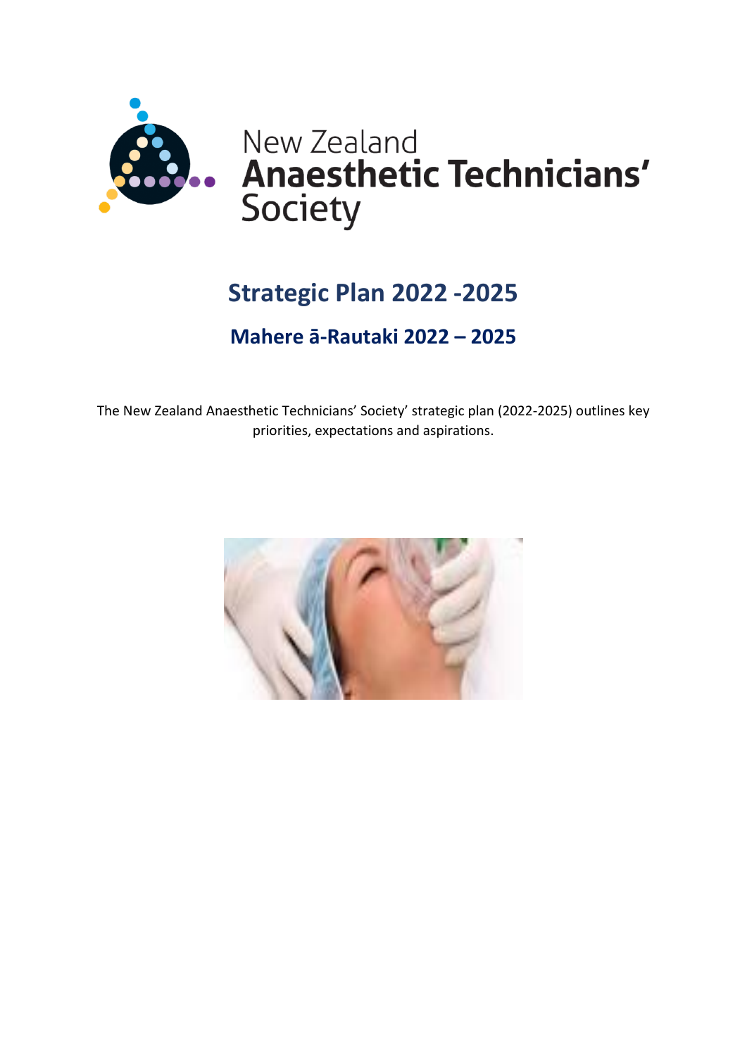New Zealand
**Anaesthetic Technicians'**
Society

# Strategic Plan 2022 -2025

## Mahere ā-Rautaki 2022 – 2025

The New Zealand Anaesthetic Technicians' Society' strategic plan (2022-2025) outlines key priorities, expectations and aspirations.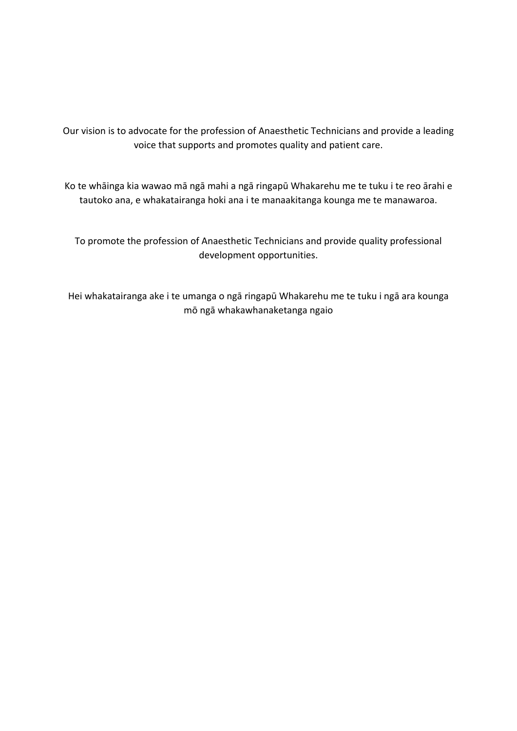Our vision is to advocate for the profession of Anaesthetic Technicians and provide a leading voice that supports and promotes quality and patient care.

Ko te whāinga kia wawao mā ngā mahi a ngā ringapū Whakarehu me te tuku i te reo ārahi e tautoko ana, e whakatairanga hoki ana i te manaakitanga kounga me te manawaroa.

To promote the profession of Anaesthetic Technicians and provide quality professional development opportunities.

Hei whakatairanga ake i te umanga o ngā ringapū Whakarehu me te tuku i ngā ara kounga mō ngā whakawhanaketanga ngaio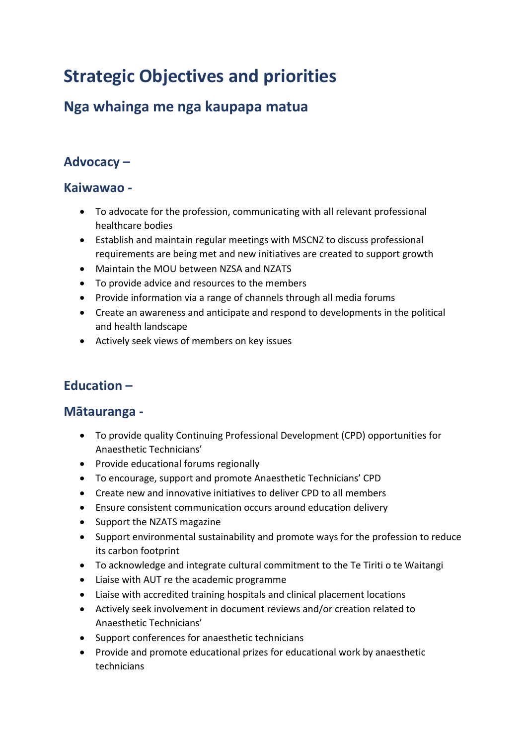# Strategic Objectives and priorities

## Nga whainga me nga kaupapa matua

### Advocacy –

### Kaiwawao -

- To advocate for the profession, communicating with all relevant professional healthcare bodies
- Establish and maintain regular meetings with MSCNZ to discuss professional requirements are being met and new initiatives are created to support growth
- Maintain the MOU between NZSA and NZATS
- To provide advice and resources to the members
- Provide information via a range of channels through all media forums
- Create an awareness and anticipate and respond to developments in the political and health landscape
- Actively seek views of members on key issues

### Education –

### Mātauranga -

- To provide quality Continuing Professional Development (CPD) opportunities for Anaesthetic Technicians'
- Provide educational forums regionally
- To encourage, support and promote Anaesthetic Technicians' CPD
- Create new and innovative initiatives to deliver CPD to all members
- Ensure consistent communication occurs around education delivery
- Support the NZATS magazine
- Support environmental sustainability and promote ways for the profession to reduce its carbon footprint
- To acknowledge and integrate cultural commitment to the Te Tiriti o te Waitangi
- Liaise with AUT re the academic programme
- Liaise with accredited training hospitals and clinical placement locations
- Actively seek involvement in document reviews and/or creation related to Anaesthetic Technicians'
- Support conferences for anaesthetic technicians
- Provide and promote educational prizes for educational work by anaesthetic technicians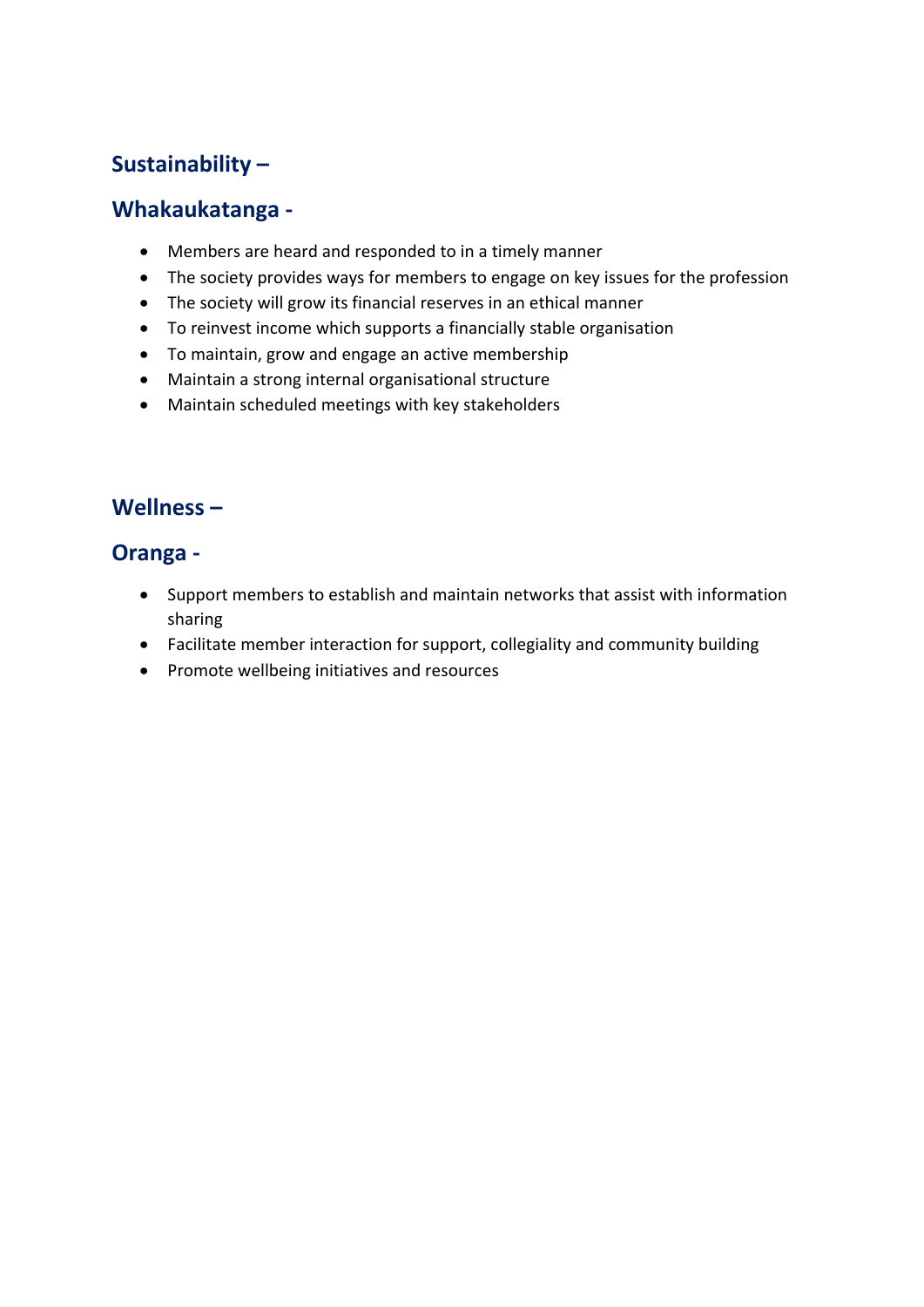## Sustainability –

## Whakaukatanga -

- Members are heard and responded to in a timely manner
- The society provides ways for members to engage on key issues for the profession
- The society will grow its financial reserves in an ethical manner
- To reinvest income which supports a financially stable organisation
- To maintain, grow and engage an active membership
- Maintain a strong internal organisational structure
- Maintain scheduled meetings with key stakeholders

## Wellness –

## Oranga -

- Support members to establish and maintain networks that assist with information sharing
- Facilitate member interaction for support, collegiality and community building
- Promote wellbeing initiatives and resources